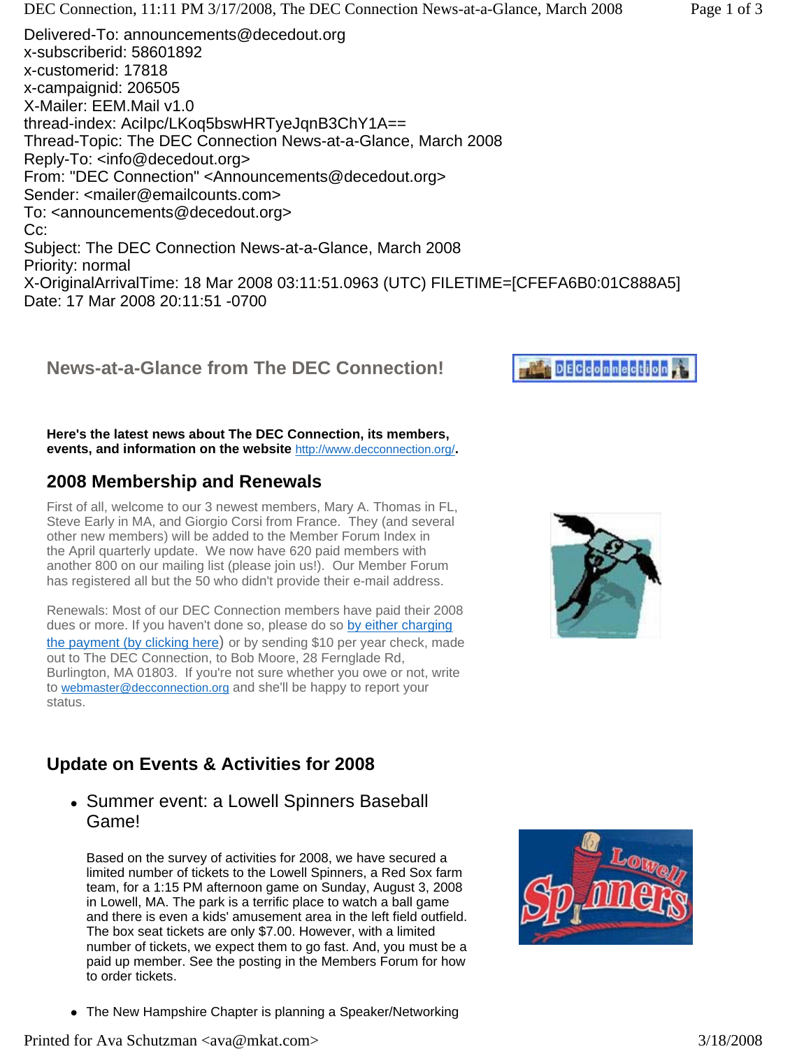Delivered-To: announcements@decedout.org
x-subscriberid: 58601892
x-customerid: 17818
x-campaignid: 206505
X-Mailer: EEM.Mail v1.0
thread-index: AcIlpc/LKoq5bswHRTyeJqnB3ChY1A==
Thread-Topic: The DEC Connection News-at-a-Glance, March 2008
Reply-To: <info@decedout.org>
From: "DEC Connection" <Announcements@decedout.org>
Sender: <mailer@emailcounts.com>
To: <announcements@decedout.org>
Cc:
Subject: The DEC Connection News-at-a-Glance, March 2008
Priority: normal
X-OriginalArrivalTime: 18 Mar 2008 03:11:51.0963 (UTC) FILETIME=[CFEFA6B0:01C888A5]
Date: 17 Mar 2008 20:11:51 -0700

## News-at-a-Glance from The DEC Connection!

**Here's the latest news about The DEC Connection, its members, events, and information on the website** http://www.decconnection.org/**.**

## 2008 Membership and Renewals

First of all, welcome to our 3 newest members, Mary A. Thomas in FL, Steve Early in MA, and Giorgio Corsi from France. They (and several other new members) will be added to the Member Forum Index in the April quarterly update. We now have 620 paid members with another 800 on our mailing list (please join us!). Our Member Forum has registered all but the 50 who didn't provide their e-mail address.

Renewals: Most of our DEC Connection members have paid their 2008 dues or more. If you haven't done so, please do so by either charging the payment (by clicking here) or by sending $10 per year check, made out to The DEC Connection, to Bob Moore, 28 Fernglade Rd, Burlington, MA 01803. If you're not sure whether you owe or not, write to webmaster@decconnection.org and she'll be happy to report your status.

## Update on Events & Activities for 2008

- Summer event: a Lowell Spinners Baseball Game!

  Based on the survey of activities for 2008, we have secured a limited number of tickets to the Lowell Spinners, a Red Sox farm team, for a 1:15 PM afternoon game on Sunday, August 3, 2008 in Lowell, MA. The park is a terrific place to watch a ball game and there is even a kids' amusement area in the left field outfield. The box seat tickets are only $7.00. However, with a limited number of tickets, we expect them to go fast. And, you must be a paid up member. See the posting in the Members Forum for how to order tickets.

- The New Hampshire Chapter is planning a Speaker/Networking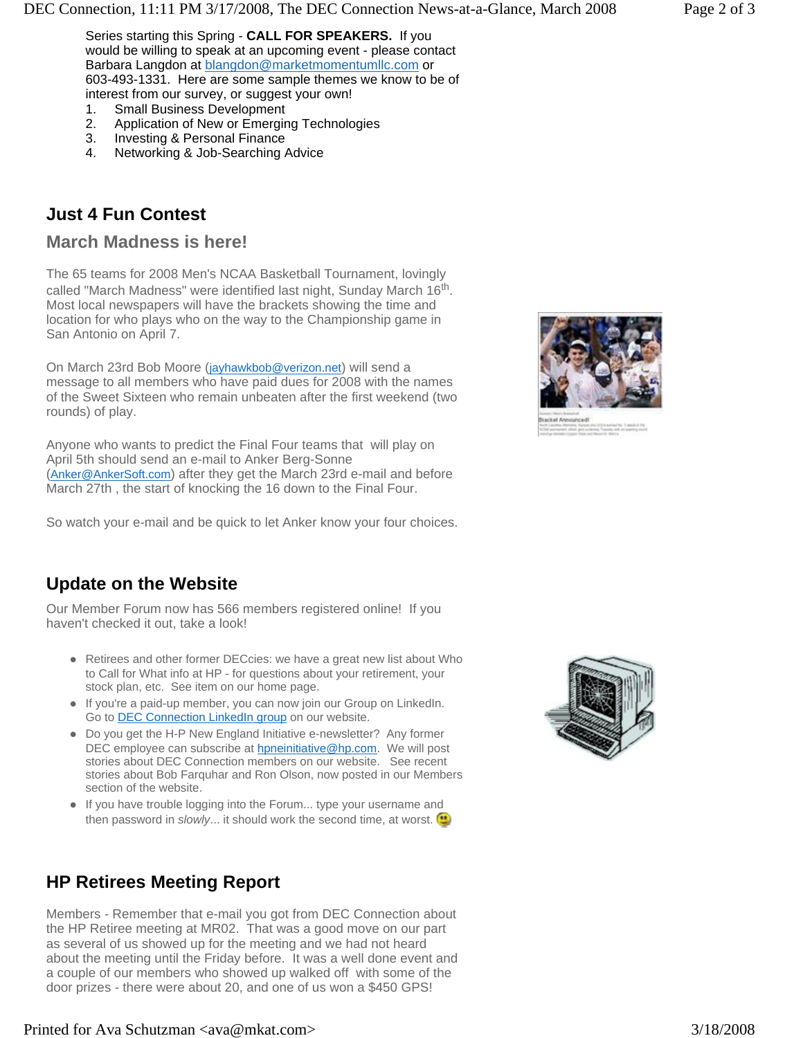Series starting this Spring - **CALL FOR SPEAKERS.** If you would be willing to speak at an upcoming event - please contact Barbara Langdon at blangdon@marketmomentumllc.com or 603-493-1331. Here are some sample themes we know to be of interest from our survey, or suggest your own!

1. Small Business Development
2. Application of New or Emerging Technologies
3. Investing & Personal Finance
4. Networking & Job-Searching Advice

## Just 4 Fun Contest

### March Madness is here!

The 65 teams for 2008 Men's NCAA Basketball Tournament, lovingly called "March Madness" were identified last night, Sunday March 16th. Most local newspapers will have the brackets showing the time and location for who plays who on the way to the Championship game in San Antonio on April 7.

On March 23rd Bob Moore (jayhawkbob@verizon.net) will send a message to all members who have paid dues for 2008 with the names of the Sweet Sixteen who remain unbeaten after the first weekend (two rounds) of play.

Anyone who wants to predict the Final Four teams that will play on April 5th should send an e-mail to Anker Berg-Sonne (Anker@AnkerSoft.com) after they get the March 23rd e-mail and before March 27th , the start of knocking the 16 down to the Final Four.

So watch your e-mail and be quick to let Anker know your four choices.

## Update on the Website

Our Member Forum now has 566 members registered online! If you haven't checked it out, take a look!

- Retirees and other former DECcies: we have a great new list about Who to Call for What info at HP - for questions about your retirement, your stock plan, etc. See item on our home page.
- If you're a paid-up member, you can now join our Group on LinkedIn. Go to DEC Connection LinkedIn group on our website.
- Do you get the H-P New England Initiative e-newsletter? Any former DEC employee can subscribe at hpneinitiative@hp.com. We will post stories about DEC Connection members on our website. See recent stories about Bob Farquhar and Ron Olson, now posted in our Members section of the website.
- If you have trouble logging into the Forum... type your username and then password in *slowly*... it should work the second time, at worst.

## HP Retirees Meeting Report

Members - Remember that e-mail you got from DEC Connection about the HP Retiree meeting at MR02. That was a good move on our part as several of us showed up for the meeting and we had not heard about the meeting until the Friday before. It was a well done event and a couple of our members who showed up walked off with some of the door prizes - there were about 20, and one of us won a $450 GPS!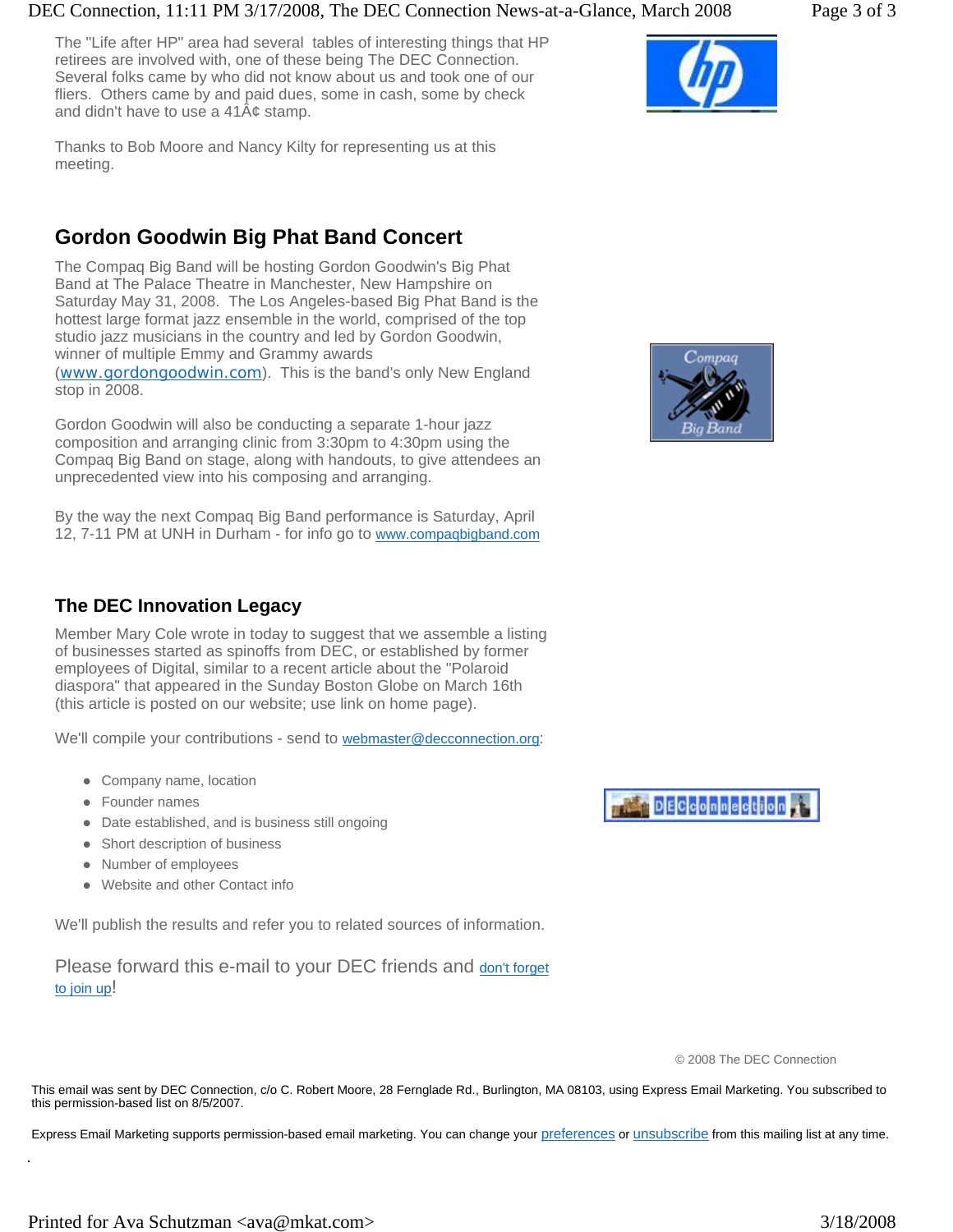The "Life after HP" area had several tables of interesting things that HP retirees are involved with, one of these being The DEC Connection. Several folks came by who did not know about us and took one of our fliers. Others came by and paid dues, some in cash, some by check and didn't have to use a 41Â¢ stamp.

Thanks to Bob Moore and Nancy Kilty for representing us at this meeting.

## Gordon Goodwin Big Phat Band Concert

The Compaq Big Band will be hosting Gordon Goodwin's Big Phat Band at The Palace Theatre in Manchester, New Hampshire on Saturday May 31, 2008. The Los Angeles-based Big Phat Band is the hottest large format jazz ensemble in the world, comprised of the top studio jazz musicians in the country and led by Gordon Goodwin, winner of multiple Emmy and Grammy awards (www.gordongoodwin.com). This is the band's only New England stop in 2008.

Gordon Goodwin will also be conducting a separate 1-hour jazz composition and arranging clinic from 3:30pm to 4:30pm using the Compaq Big Band on stage, along with handouts, to give attendees an unprecedented view into his composing and arranging.

By the way the next Compaq Big Band performance is Saturday, April 12, 7-11 PM at UNH in Durham - for info go to www.compaqbigband.com

## The DEC Innovation Legacy

Member Mary Cole wrote in today to suggest that we assemble a listing of businesses started as spinoffs from DEC, or established by former employees of Digital, similar to a recent article about the "Polaroid diaspora" that appeared in the Sunday Boston Globe on March 16th (this article is posted on our website; use link on home page).

We'll compile your contributions - send to webmaster@decconnection.org:

- Company name, location
- Founder names
- Date established, and is business still ongoing
- Short description of business
- Number of employees
- Website and other Contact info

We'll publish the results and refer you to related sources of information.

Please forward this e-mail to your DEC friends and don't forget to join up!

© 2008 The DEC Connection

This email was sent by DEC Connection, c/o C. Robert Moore, 28 Fernglade Rd., Burlington, MA 08103, using Express Email Marketing. You subscribed to this permission-based list on 8/5/2007.

Express Email Marketing supports permission-based email marketing. You can change your preferences or unsubscribe from this mailing list at any time.

.